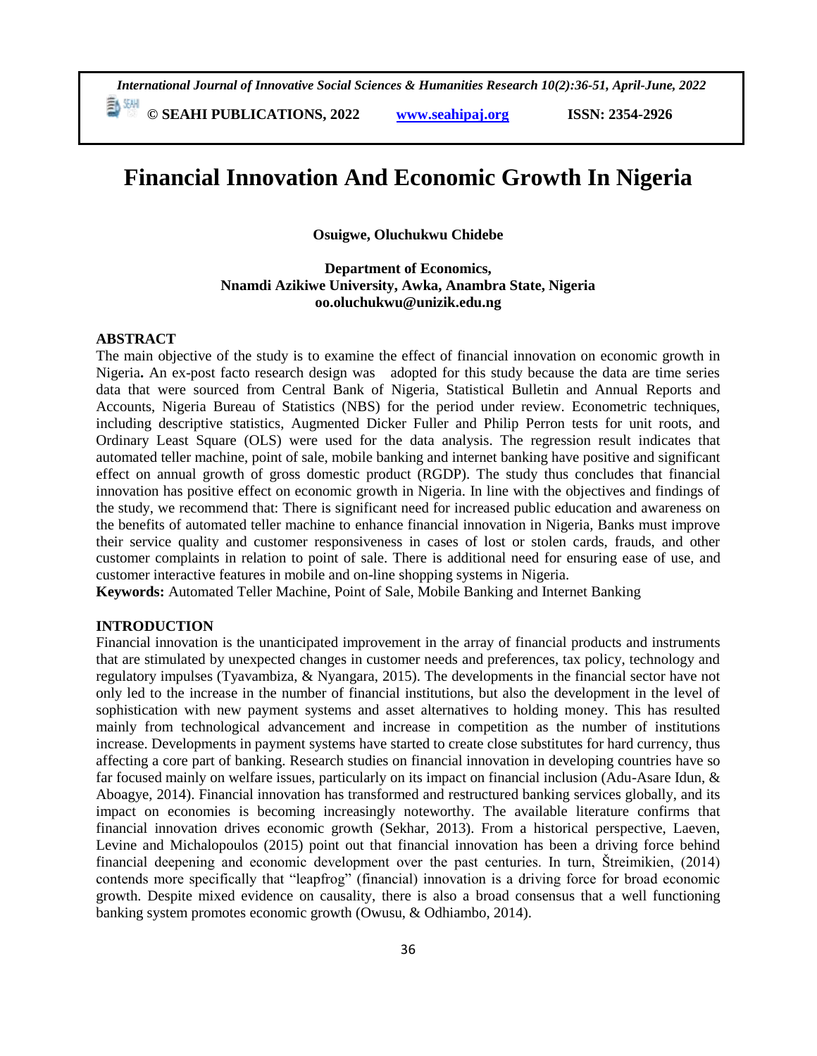# Financial Innovation And Economic Growth In Nigeria

**Osuigwe, Oluchukwu Chidebe**

**Department of Economics,**
**Nnamdi Azikiwe University, Awka, Anambra State, Nigeria**
**oo.oluchukwu@unizik.edu.ng**

## ABSTRACT

The main objective of the study is to examine the effect of financial innovation on economic growth in Nigeria**.** An ex-post facto research design was adopted for this study because the data are time series data that were sourced from Central Bank of Nigeria, Statistical Bulletin and Annual Reports and Accounts, Nigeria Bureau of Statistics (NBS) for the period under review. Econometric techniques, including descriptive statistics, Augmented Dicker Fuller and Philip Perron tests for unit roots, and Ordinary Least Square (OLS) were used for the data analysis. The regression result indicates that automated teller machine, point of sale, mobile banking and internet banking have positive and significant effect on annual growth of gross domestic product (RGDP). The study thus concludes that financial innovation has positive effect on economic growth in Nigeria. In line with the objectives and findings of the study, we recommend that: There is significant need for increased public education and awareness on the benefits of automated teller machine to enhance financial innovation in Nigeria, Banks must improve their service quality and customer responsiveness in cases of lost or stolen cards, frauds, and other customer complaints in relation to point of sale. There is additional need for ensuring ease of use, and customer interactive features in mobile and on-line shopping systems in Nigeria.

**Keywords:** Automated Teller Machine, Point of Sale, Mobile Banking and Internet Banking

## INTRODUCTION

Financial innovation is the unanticipated improvement in the array of financial products and instruments that are stimulated by unexpected changes in customer needs and preferences, tax policy, technology and regulatory impulses (Tyavambiza, & Nyangara, 2015). The developments in the financial sector have not only led to the increase in the number of financial institutions, but also the development in the level of sophistication with new payment systems and asset alternatives to holding money. This has resulted mainly from technological advancement and increase in competition as the number of institutions increase. Developments in payment systems have started to create close substitutes for hard currency, thus affecting a core part of banking. Research studies on financial innovation in developing countries have so far focused mainly on welfare issues, particularly on its impact on financial inclusion (Adu-Asare Idun, & Aboagye, 2014). Financial innovation has transformed and restructured banking services globally, and its impact on economies is becoming increasingly noteworthy. The available literature confirms that financial innovation drives economic growth (Sekhar, 2013). From a historical perspective, Laeven, Levine and Michalopoulos (2015) point out that financial innovation has been a driving force behind financial deepening and economic development over the past centuries. In turn, Štreimikien, (2014) contends more specifically that "leapfrog" (financial) innovation is a driving force for broad economic growth. Despite mixed evidence on causality, there is also a broad consensus that a well functioning banking system promotes economic growth (Owusu, & Odhiambo, 2014).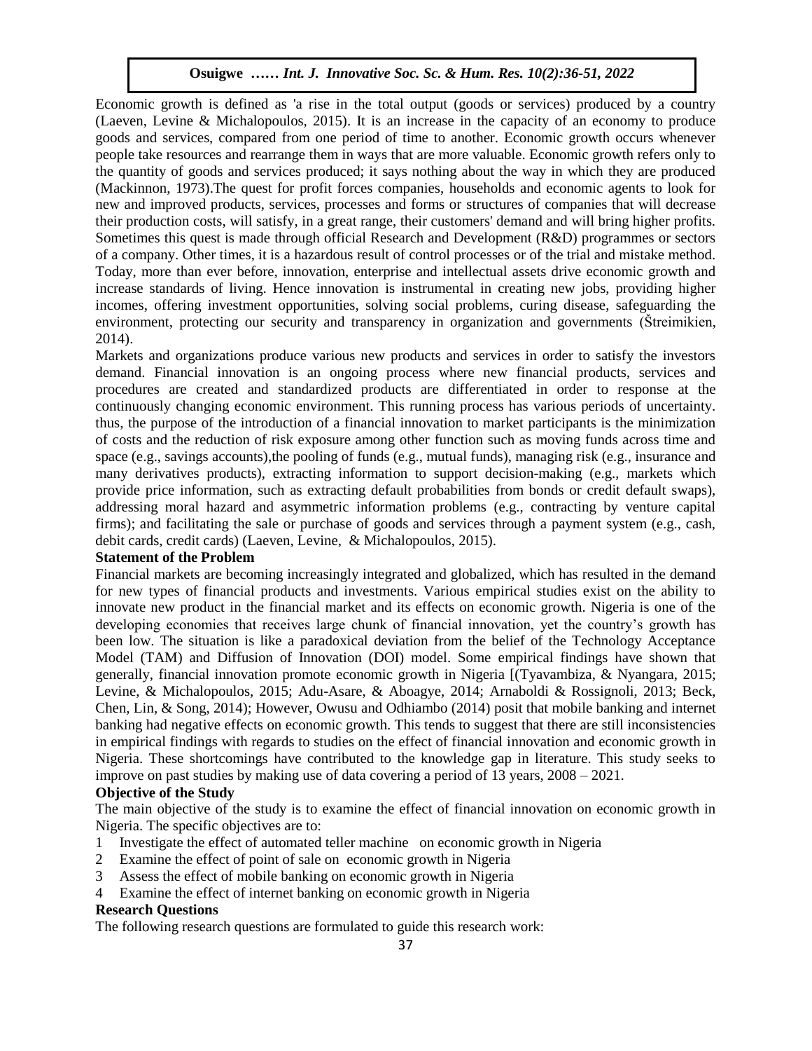Economic growth is defined as 'a rise in the total output (goods or services) produced by a country (Laeven, Levine & Michalopoulos, 2015). It is an increase in the capacity of an economy to produce goods and services, compared from one period of time to another. Economic growth occurs whenever people take resources and rearrange them in ways that are more valuable. Economic growth refers only to the quantity of goods and services produced; it says nothing about the way in which they are produced (Mackinnon, 1973).The quest for profit forces companies, households and economic agents to look for new and improved products, services, processes and forms or structures of companies that will decrease their production costs, will satisfy, in a great range, their customers' demand and will bring higher profits. Sometimes this quest is made through official Research and Development (R&D) programmes or sectors of a company. Other times, it is a hazardous result of control processes or of the trial and mistake method. Today, more than ever before, innovation, enterprise and intellectual assets drive economic growth and increase standards of living. Hence innovation is instrumental in creating new jobs, providing higher incomes, offering investment opportunities, solving social problems, curing disease, safeguarding the environment, protecting our security and transparency in organization and governments (Štreimikien, 2014).

Markets and organizations produce various new products and services in order to satisfy the investors demand. Financial innovation is an ongoing process where new financial products, services and procedures are created and standardized products are differentiated in order to response at the continuously changing economic environment. This running process has various periods of uncertainty. thus, the purpose of the introduction of a financial innovation to market participants is the minimization of costs and the reduction of risk exposure among other function such as moving funds across time and space (e.g., savings accounts),the pooling of funds (e.g., mutual funds), managing risk (e.g., insurance and many derivatives products), extracting information to support decision-making (e.g., markets which provide price information, such as extracting default probabilities from bonds or credit default swaps), addressing moral hazard and asymmetric information problems (e.g., contracting by venture capital firms); and facilitating the sale or purchase of goods and services through a payment system (e.g., cash, debit cards, credit cards) (Laeven, Levine, & Michalopoulos, 2015).

**Statement of the Problem**

Financial markets are becoming increasingly integrated and globalized, which has resulted in the demand for new types of financial products and investments. Various empirical studies exist on the ability to innovate new product in the financial market and its effects on economic growth. Nigeria is one of the developing economies that receives large chunk of financial innovation, yet the country's growth has been low. The situation is like a paradoxical deviation from the belief of the Technology Acceptance Model (TAM) and Diffusion of Innovation (DOI) model. Some empirical findings have shown that generally, financial innovation promote economic growth in Nigeria [(Tyavambiza, & Nyangara, 2015; Levine, & Michalopoulos, 2015; Adu-Asare, & Aboagye, 2014; Arnaboldi & Rossignoli, 2013; Beck, Chen, Lin, & Song, 2014); However, Owusu and Odhiambo (2014) posit that mobile banking and internet banking had negative effects on economic growth. This tends to suggest that there are still inconsistencies in empirical findings with regards to studies on the effect of financial innovation and economic growth in Nigeria. These shortcomings have contributed to the knowledge gap in literature. This study seeks to improve on past studies by making use of data covering a period of 13 years, 2008 – 2021.

**Objective of the Study**

The main objective of the study is to examine the effect of financial innovation on economic growth in Nigeria. The specific objectives are to:

1. Investigate the effect of automated teller machine on economic growth in Nigeria
2. Examine the effect of point of sale on economic growth in Nigeria
3. Assess the effect of mobile banking on economic growth in Nigeria
4. Examine the effect of internet banking on economic growth in Nigeria

**Research Questions**

The following research questions are formulated to guide this research work: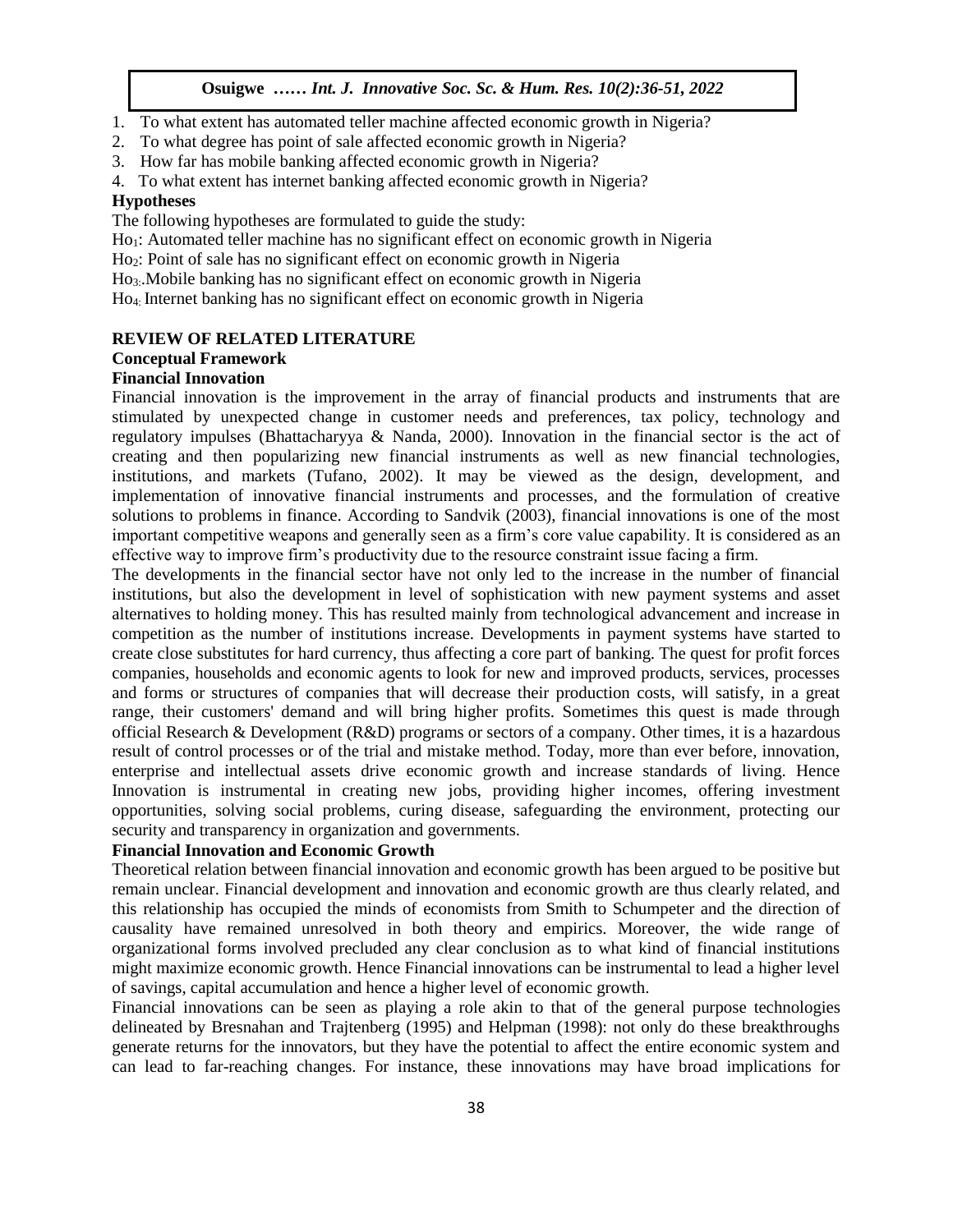1. To what extent has automated teller machine affected economic growth in Nigeria?
2. To what degree has point of sale affected economic growth in Nigeria?
3. How far has mobile banking affected economic growth in Nigeria?
4. To what extent has internet banking affected economic growth in Nigeria?

**Hypotheses**

The following hypotheses are formulated to guide the study:

$Ho_1$: Automated teller machine has no significant effect on economic growth in Nigeria

$Ho_2$: Point of sale has no significant effect on economic growth in Nigeria

$Ho_3$:.Mobile banking has no significant effect on economic growth in Nigeria

$Ho_4$: Internet banking has no significant effect on economic growth in Nigeria

## REVIEW OF RELATED LITERATURE

### Conceptual Framework

#### Financial Innovation

Financial innovation is the improvement in the array of financial products and instruments that are stimulated by unexpected change in customer needs and preferences, tax policy, technology and regulatory impulses (Bhattacharyya & Nanda, 2000). Innovation in the financial sector is the act of creating and then popularizing new financial instruments as well as new financial technologies, institutions, and markets (Tufano, 2002). It may be viewed as the design, development, and implementation of innovative financial instruments and processes, and the formulation of creative solutions to problems in finance. According to Sandvik (2003), financial innovations is one of the most important competitive weapons and generally seen as a firm's core value capability. It is considered as an effective way to improve firm's productivity due to the resource constraint issue facing a firm.

The developments in the financial sector have not only led to the increase in the number of financial institutions, but also the development in level of sophistication with new payment systems and asset alternatives to holding money. This has resulted mainly from technological advancement and increase in competition as the number of institutions increase. Developments in payment systems have started to create close substitutes for hard currency, thus affecting a core part of banking. The quest for profit forces companies, households and economic agents to look for new and improved products, services, processes and forms or structures of companies that will decrease their production costs, will satisfy, in a great range, their customers' demand and will bring higher profits. Sometimes this quest is made through official Research & Development (R&D) programs or sectors of a company. Other times, it is a hazardous result of control processes or of the trial and mistake method. Today, more than ever before, innovation, enterprise and intellectual assets drive economic growth and increase standards of living. Hence Innovation is instrumental in creating new jobs, providing higher incomes, offering investment opportunities, solving social problems, curing disease, safeguarding the environment, protecting our security and transparency in organization and governments.

#### Financial Innovation and Economic Growth

Theoretical relation between financial innovation and economic growth has been argued to be positive but remain unclear. Financial development and innovation and economic growth are thus clearly related, and this relationship has occupied the minds of economists from Smith to Schumpeter and the direction of causality have remained unresolved in both theory and empirics. Moreover, the wide range of organizational forms involved precluded any clear conclusion as to what kind of financial institutions might maximize economic growth. Hence Financial innovations can be instrumental to lead a higher level of savings, capital accumulation and hence a higher level of economic growth.

Financial innovations can be seen as playing a role akin to that of the general purpose technologies delineated by Bresnahan and Trajtenberg (1995) and Helpman (1998): not only do these breakthroughs generate returns for the innovators, but they have the potential to affect the entire economic system and can lead to far-reaching changes. For instance, these innovations may have broad implications for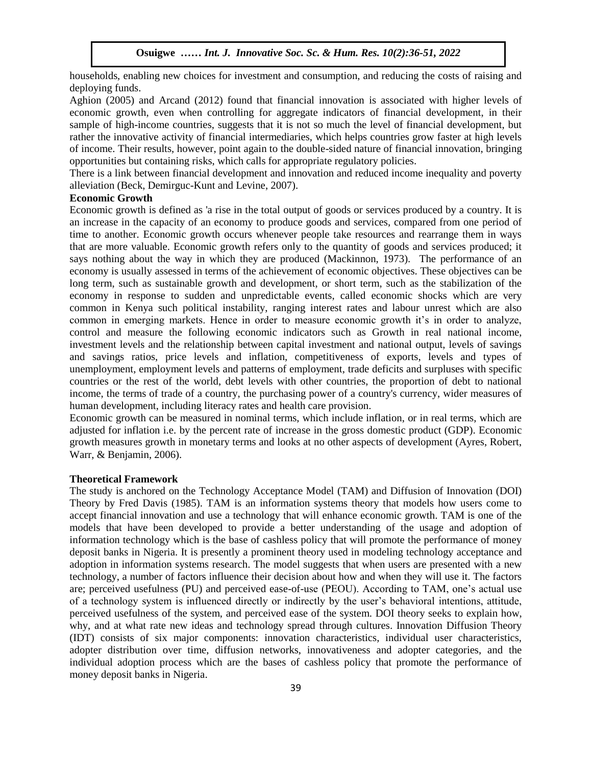households, enabling new choices for investment and consumption, and reducing the costs of raising and deploying funds.

Aghion (2005) and Arcand (2012) found that financial innovation is associated with higher levels of economic growth, even when controlling for aggregate indicators of financial development, in their sample of high-income countries, suggests that it is not so much the level of financial development, but rather the innovative activity of financial intermediaries, which helps countries grow faster at high levels of income. Their results, however, point again to the double-sided nature of financial innovation, bringing opportunities but containing risks, which calls for appropriate regulatory policies.

There is a link between financial development and innovation and reduced income inequality and poverty alleviation (Beck, Demirguc-Kunt and Levine, 2007).

**Economic Growth**

Economic growth is defined as 'a rise in the total output of goods or services produced by a country. It is an increase in the capacity of an economy to produce goods and services, compared from one period of time to another. Economic growth occurs whenever people take resources and rearrange them in ways that are more valuable. Economic growth refers only to the quantity of goods and services produced; it says nothing about the way in which they are produced (Mackinnon, 1973). The performance of an economy is usually assessed in terms of the achievement of economic objectives. These objectives can be long term, such as sustainable growth and development, or short term, such as the stabilization of the economy in response to sudden and unpredictable events, called economic shocks which are very common in Kenya such political instability, ranging interest rates and labour unrest which are also common in emerging markets. Hence in order to measure economic growth it's in order to analyze, control and measure the following economic indicators such as Growth in real national income, investment levels and the relationship between capital investment and national output, levels of savings and savings ratios, price levels and inflation, competitiveness of exports, levels and types of unemployment, employment levels and patterns of employment, trade deficits and surpluses with specific countries or the rest of the world, debt levels with other countries, the proportion of debt to national income, the terms of trade of a country, the purchasing power of a country's currency, wider measures of human development, including literacy rates and health care provision.

Economic growth can be measured in nominal terms, which include inflation, or in real terms, which are adjusted for inflation i.e. by the percent rate of increase in the gross domestic product (GDP). Economic growth measures growth in monetary terms and looks at no other aspects of development (Ayres, Robert, Warr, & Benjamin, 2006).

**Theoretical Framework**

The study is anchored on the Technology Acceptance Model (TAM) and Diffusion of Innovation (DOI) Theory by Fred Davis (1985). TAM is an information systems theory that models how users come to accept financial innovation and use a technology that will enhance economic growth. TAM is one of the models that have been developed to provide a better understanding of the usage and adoption of information technology which is the base of cashless policy that will promote the performance of money deposit banks in Nigeria. It is presently a prominent theory used in modeling technology acceptance and adoption in information systems research. The model suggests that when users are presented with a new technology, a number of factors influence their decision about how and when they will use it. The factors are; perceived usefulness (PU) and perceived ease-of-use (PEOU). According to TAM, one's actual use of a technology system is influenced directly or indirectly by the user's behavioral intentions, attitude, perceived usefulness of the system, and perceived ease of the system. DOI theory seeks to explain how, why, and at what rate new ideas and technology spread through cultures. Innovation Diffusion Theory (IDT) consists of six major components: innovation characteristics, individual user characteristics, adopter distribution over time, diffusion networks, innovativeness and adopter categories, and the individual adoption process which are the bases of cashless policy that promote the performance of money deposit banks in Nigeria.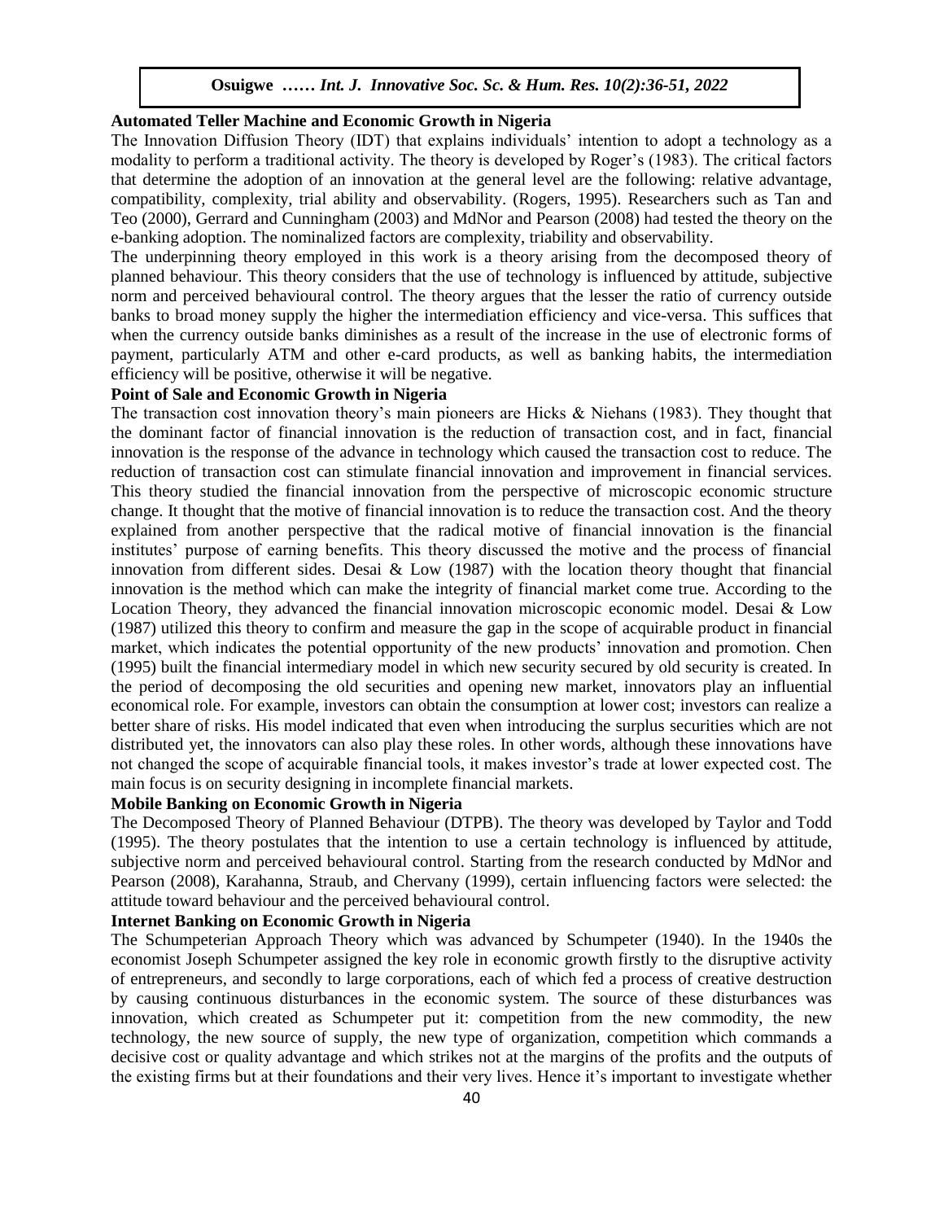**Automated Teller Machine and Economic Growth in Nigeria**

The Innovation Diffusion Theory (IDT) that explains individuals' intention to adopt a technology as a modality to perform a traditional activity. The theory is developed by Roger's (1983). The critical factors that determine the adoption of an innovation at the general level are the following: relative advantage, compatibility, complexity, trial ability and observability. (Rogers, 1995). Researchers such as Tan and Teo (2000), Gerrard and Cunningham (2003) and MdNor and Pearson (2008) had tested the theory on the e-banking adoption. The nominalized factors are complexity, triability and observability.

The underpinning theory employed in this work is a theory arising from the decomposed theory of planned behaviour. This theory considers that the use of technology is influenced by attitude, subjective norm and perceived behavioural control. The theory argues that the lesser the ratio of currency outside banks to broad money supply the higher the intermediation efficiency and vice-versa. This suffices that when the currency outside banks diminishes as a result of the increase in the use of electronic forms of payment, particularly ATM and other e-card products, as well as banking habits, the intermediation efficiency will be positive, otherwise it will be negative.

**Point of Sale and Economic Growth in Nigeria**

The transaction cost innovation theory's main pioneers are Hicks & Niehans (1983). They thought that the dominant factor of financial innovation is the reduction of transaction cost, and in fact, financial innovation is the response of the advance in technology which caused the transaction cost to reduce. The reduction of transaction cost can stimulate financial innovation and improvement in financial services. This theory studied the financial innovation from the perspective of microscopic economic structure change. It thought that the motive of financial innovation is to reduce the transaction cost. And the theory explained from another perspective that the radical motive of financial innovation is the financial institutes' purpose of earning benefits. This theory discussed the motive and the process of financial innovation from different sides. Desai & Low (1987) with the location theory thought that financial innovation is the method which can make the integrity of financial market come true. According to the Location Theory, they advanced the financial innovation microscopic economic model. Desai & Low (1987) utilized this theory to confirm and measure the gap in the scope of acquirable product in financial market, which indicates the potential opportunity of the new products' innovation and promotion. Chen (1995) built the financial intermediary model in which new security secured by old security is created. In the period of decomposing the old securities and opening new market, innovators play an influential economical role. For example, investors can obtain the consumption at lower cost; investors can realize a better share of risks. His model indicated that even when introducing the surplus securities which are not distributed yet, the innovators can also play these roles. In other words, although these innovations have not changed the scope of acquirable financial tools, it makes investor's trade at lower expected cost. The main focus is on security designing in incomplete financial markets.

**Mobile Banking on Economic Growth in Nigeria**

The Decomposed Theory of Planned Behaviour (DTPB). The theory was developed by Taylor and Todd (1995). The theory postulates that the intention to use a certain technology is influenced by attitude, subjective norm and perceived behavioural control. Starting from the research conducted by MdNor and Pearson (2008), Karahanna, Straub, and Chervany (1999), certain influencing factors were selected: the attitude toward behaviour and the perceived behavioural control.

**Internet Banking on Economic Growth in Nigeria**

The Schumpeterian Approach Theory which was advanced by Schumpeter (1940). In the 1940s the economist Joseph Schumpeter assigned the key role in economic growth firstly to the disruptive activity of entrepreneurs, and secondly to large corporations, each of which fed a process of creative destruction by causing continuous disturbances in the economic system. The source of these disturbances was innovation, which created as Schumpeter put it: competition from the new commodity, the new technology, the new source of supply, the new type of organization, competition which commands a decisive cost or quality advantage and which strikes not at the margins of the profits and the outputs of the existing firms but at their foundations and their very lives. Hence it's important to investigate whether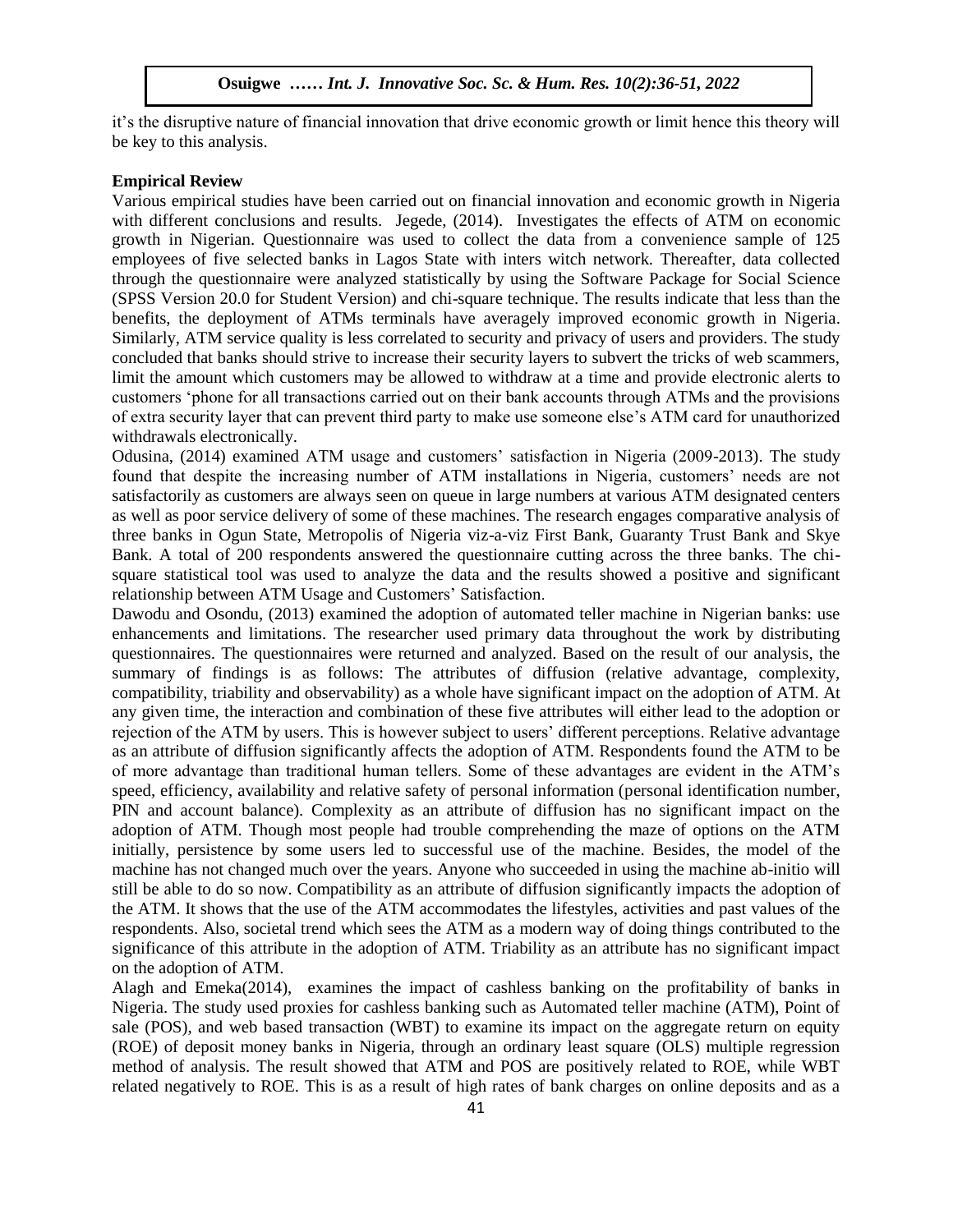it's the disruptive nature of financial innovation that drive economic growth or limit hence this theory will be key to this analysis.

**Empirical Review**

Various empirical studies have been carried out on financial innovation and economic growth in Nigeria with different conclusions and results. Jegede, (2014). Investigates the effects of ATM on economic growth in Nigerian. Questionnaire was used to collect the data from a convenience sample of 125 employees of five selected banks in Lagos State with inters witch network. Thereafter, data collected through the questionnaire were analyzed statistically by using the Software Package for Social Science (SPSS Version 20.0 for Student Version) and chi-square technique. The results indicate that less than the benefits, the deployment of ATMs terminals have averagely improved economic growth in Nigeria. Similarly, ATM service quality is less correlated to security and privacy of users and providers. The study concluded that banks should strive to increase their security layers to subvert the tricks of web scammers, limit the amount which customers may be allowed to withdraw at a time and provide electronic alerts to customers 'phone for all transactions carried out on their bank accounts through ATMs and the provisions of extra security layer that can prevent third party to make use someone else's ATM card for unauthorized withdrawals electronically.

Odusina, (2014) examined ATM usage and customers' satisfaction in Nigeria (2009-2013). The study found that despite the increasing number of ATM installations in Nigeria, customers' needs are not satisfactorily as customers are always seen on queue in large numbers at various ATM designated centers as well as poor service delivery of some of these machines. The research engages comparative analysis of three banks in Ogun State, Metropolis of Nigeria viz-a-viz First Bank, Guaranty Trust Bank and Skye Bank. A total of 200 respondents answered the questionnaire cutting across the three banks. The chi-square statistical tool was used to analyze the data and the results showed a positive and significant relationship between ATM Usage and Customers' Satisfaction.

Dawodu and Osondu, (2013) examined the adoption of automated teller machine in Nigerian banks: use enhancements and limitations. The researcher used primary data throughout the work by distributing questionnaires. The questionnaires were returned and analyzed. Based on the result of our analysis, the summary of findings is as follows: The attributes of diffusion (relative advantage, complexity, compatibility, triability and observability) as a whole have significant impact on the adoption of ATM. At any given time, the interaction and combination of these five attributes will either lead to the adoption or rejection of the ATM by users. This is however subject to users' different perceptions. Relative advantage as an attribute of diffusion significantly affects the adoption of ATM. Respondents found the ATM to be of more advantage than traditional human tellers. Some of these advantages are evident in the ATM's speed, efficiency, availability and relative safety of personal information (personal identification number, PIN and account balance). Complexity as an attribute of diffusion has no significant impact on the adoption of ATM. Though most people had trouble comprehending the maze of options on the ATM initially, persistence by some users led to successful use of the machine. Besides, the model of the machine has not changed much over the years. Anyone who succeeded in using the machine ab-initio will still be able to do so now. Compatibility as an attribute of diffusion significantly impacts the adoption of the ATM. It shows that the use of the ATM accommodates the lifestyles, activities and past values of the respondents. Also, societal trend which sees the ATM as a modern way of doing things contributed to the significance of this attribute in the adoption of ATM. Triability as an attribute has no significant impact on the adoption of ATM.

Alagh and Emeka(2014), examines the impact of cashless banking on the profitability of banks in Nigeria. The study used proxies for cashless banking such as Automated teller machine (ATM), Point of sale (POS), and web based transaction (WBT) to examine its impact on the aggregate return on equity (ROE) of deposit money banks in Nigeria, through an ordinary least square (OLS) multiple regression method of analysis. The result showed that ATM and POS are positively related to ROE, while WBT related negatively to ROE. This is as a result of high rates of bank charges on online deposits and as a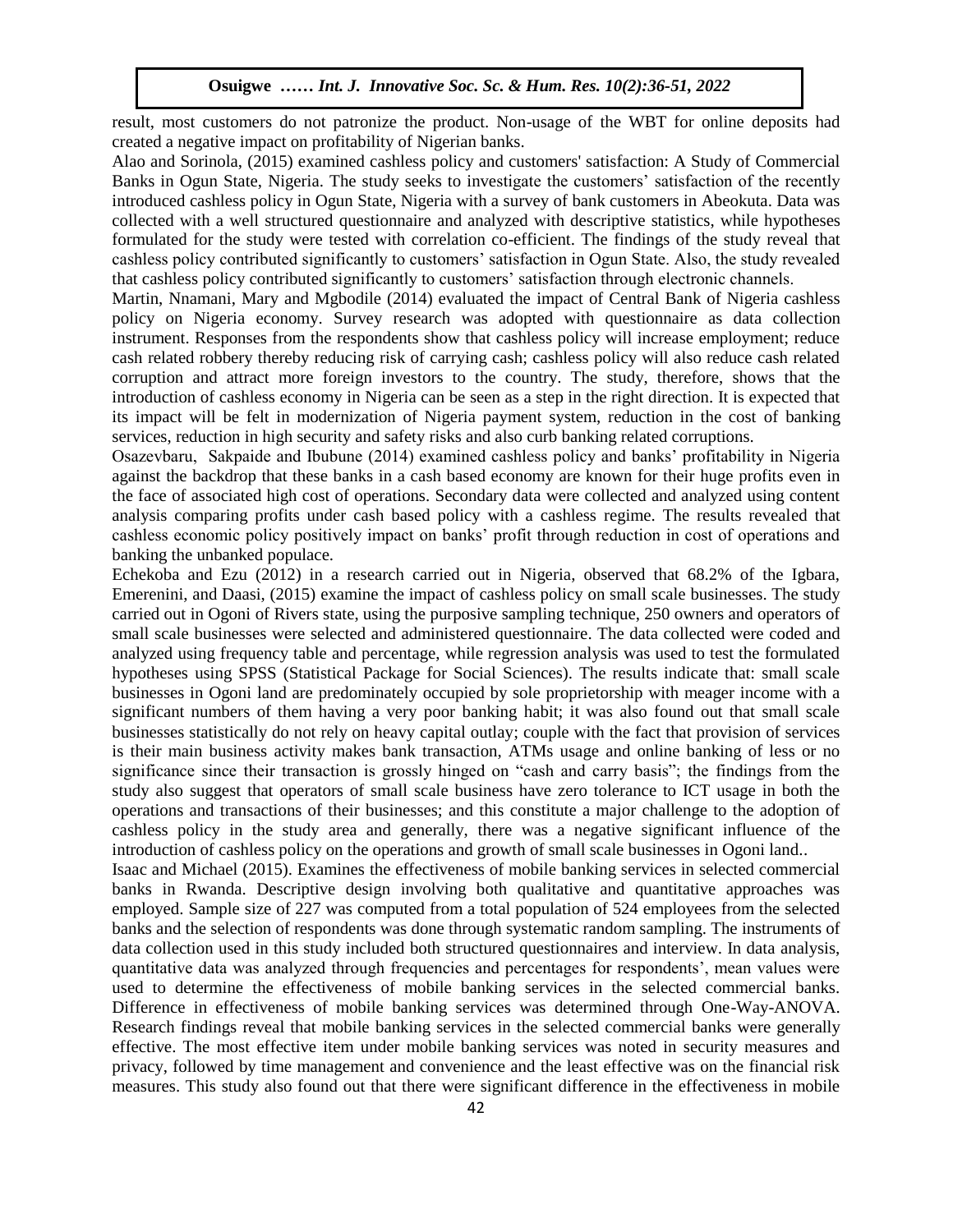result, most customers do not patronize the product. Non-usage of the WBT for online deposits had created a negative impact on profitability of Nigerian banks.

Alao and Sorinola, (2015) examined cashless policy and customers' satisfaction: A Study of Commercial Banks in Ogun State, Nigeria. The study seeks to investigate the customers' satisfaction of the recently introduced cashless policy in Ogun State, Nigeria with a survey of bank customers in Abeokuta. Data was collected with a well structured questionnaire and analyzed with descriptive statistics, while hypotheses formulated for the study were tested with correlation co-efficient. The findings of the study reveal that cashless policy contributed significantly to customers' satisfaction in Ogun State. Also, the study revealed that cashless policy contributed significantly to customers' satisfaction through electronic channels.

Martin, Nnamani, Mary and Mgbodile (2014) evaluated the impact of Central Bank of Nigeria cashless policy on Nigeria economy. Survey research was adopted with questionnaire as data collection instrument. Responses from the respondents show that cashless policy will increase employment; reduce cash related robbery thereby reducing risk of carrying cash; cashless policy will also reduce cash related corruption and attract more foreign investors to the country. The study, therefore, shows that the introduction of cashless economy in Nigeria can be seen as a step in the right direction. It is expected that its impact will be felt in modernization of Nigeria payment system, reduction in the cost of banking services, reduction in high security and safety risks and also curb banking related corruptions.

Osazevbaru, Sakpaide and Ibubune (2014) examined cashless policy and banks' profitability in Nigeria against the backdrop that these banks in a cash based economy are known for their huge profits even in the face of associated high cost of operations. Secondary data were collected and analyzed using content analysis comparing profits under cash based policy with a cashless regime. The results revealed that cashless economic policy positively impact on banks' profit through reduction in cost of operations and banking the unbanked populace.

Echekoba and Ezu (2012) in a research carried out in Nigeria, observed that 68.2% of the Igbara, Emerenini, and Daasi, (2015) examine the impact of cashless policy on small scale businesses. The study carried out in Ogoni of Rivers state, using the purposive sampling technique, 250 owners and operators of small scale businesses were selected and administered questionnaire. The data collected were coded and analyzed using frequency table and percentage, while regression analysis was used to test the formulated hypotheses using SPSS (Statistical Package for Social Sciences). The results indicate that: small scale businesses in Ogoni land are predominately occupied by sole proprietorship with meager income with a significant numbers of them having a very poor banking habit; it was also found out that small scale businesses statistically do not rely on heavy capital outlay; couple with the fact that provision of services is their main business activity makes bank transaction, ATMs usage and online banking of less or no significance since their transaction is grossly hinged on "cash and carry basis"; the findings from the study also suggest that operators of small scale business have zero tolerance to ICT usage in both the operations and transactions of their businesses; and this constitute a major challenge to the adoption of cashless policy in the study area and generally, there was a negative significant influence of the introduction of cashless policy on the operations and growth of small scale businesses in Ogoni land..

Isaac and Michael (2015). Examines the effectiveness of mobile banking services in selected commercial banks in Rwanda. Descriptive design involving both qualitative and quantitative approaches was employed. Sample size of 227 was computed from a total population of 524 employees from the selected banks and the selection of respondents was done through systematic random sampling. The instruments of data collection used in this study included both structured questionnaires and interview. In data analysis, quantitative data was analyzed through frequencies and percentages for respondents', mean values were used to determine the effectiveness of mobile banking services in the selected commercial banks. Difference in effectiveness of mobile banking services was determined through One-Way-ANOVA. Research findings reveal that mobile banking services in the selected commercial banks were generally effective. The most effective item under mobile banking services was noted in security measures and privacy, followed by time management and convenience and the least effective was on the financial risk measures. This study also found out that there were significant difference in the effectiveness in mobile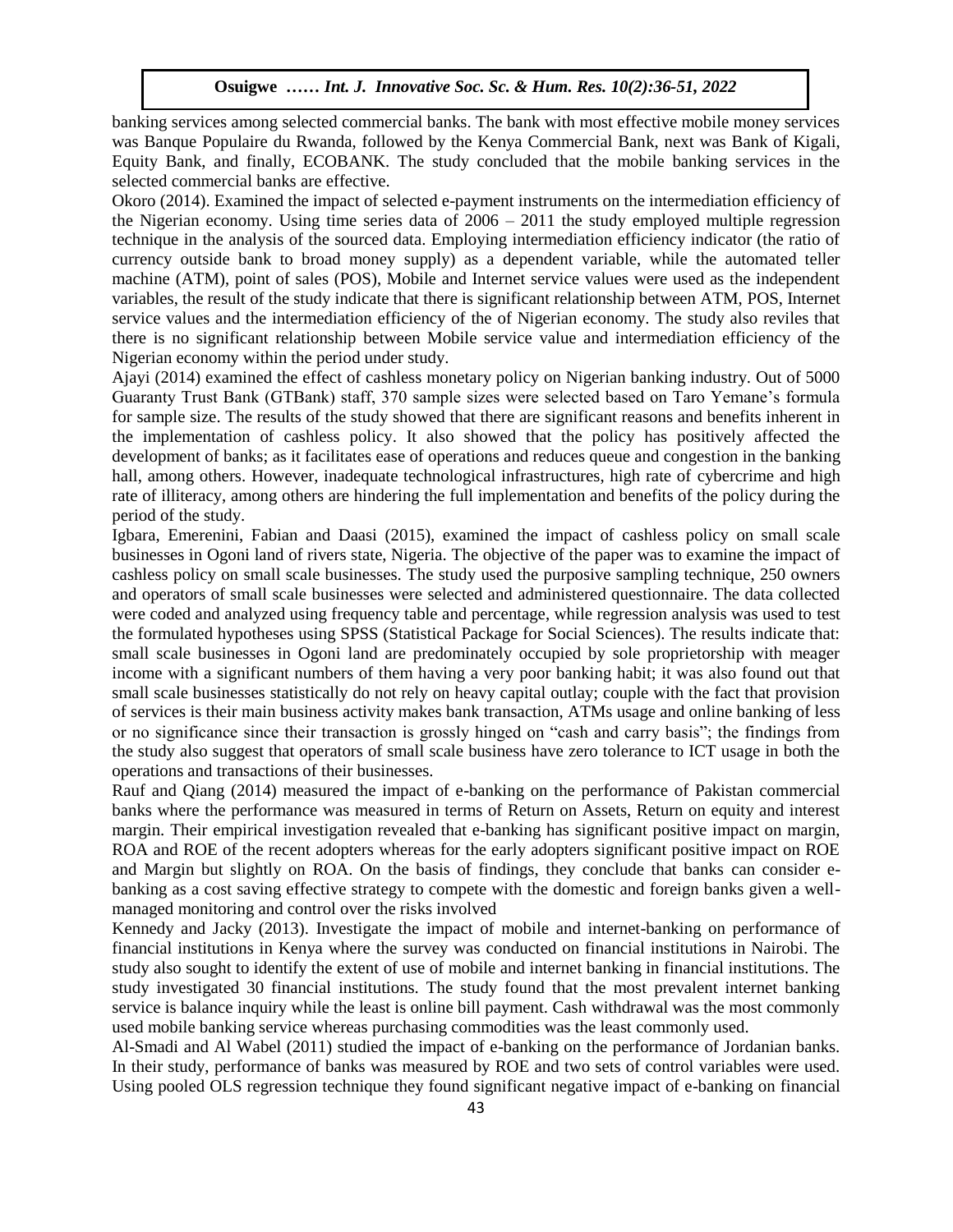banking services among selected commercial banks. The bank with most effective mobile money services was Banque Populaire du Rwanda, followed by the Kenya Commercial Bank, next was Bank of Kigali, Equity Bank, and finally, ECOBANK. The study concluded that the mobile banking services in the selected commercial banks are effective.

Okoro (2014). Examined the impact of selected e-payment instruments on the intermediation efficiency of the Nigerian economy. Using time series data of 2006 – 2011 the study employed multiple regression technique in the analysis of the sourced data. Employing intermediation efficiency indicator (the ratio of currency outside bank to broad money supply) as a dependent variable, while the automated teller machine (ATM), point of sales (POS), Mobile and Internet service values were used as the independent variables, the result of the study indicate that there is significant relationship between ATM, POS, Internet service values and the intermediation efficiency of the of Nigerian economy. The study also reviles that there is no significant relationship between Mobile service value and intermediation efficiency of the Nigerian economy within the period under study.

Ajayi (2014) examined the effect of cashless monetary policy on Nigerian banking industry. Out of 5000 Guaranty Trust Bank (GTBank) staff, 370 sample sizes were selected based on Taro Yemane's formula for sample size. The results of the study showed that there are significant reasons and benefits inherent in the implementation of cashless policy. It also showed that the policy has positively affected the development of banks; as it facilitates ease of operations and reduces queue and congestion in the banking hall, among others. However, inadequate technological infrastructures, high rate of cybercrime and high rate of illiteracy, among others are hindering the full implementation and benefits of the policy during the period of the study.

Igbara, Emerenini, Fabian and Daasi (2015), examined the impact of cashless policy on small scale businesses in Ogoni land of rivers state, Nigeria. The objective of the paper was to examine the impact of cashless policy on small scale businesses. The study used the purposive sampling technique, 250 owners and operators of small scale businesses were selected and administered questionnaire. The data collected were coded and analyzed using frequency table and percentage, while regression analysis was used to test the formulated hypotheses using SPSS (Statistical Package for Social Sciences). The results indicate that: small scale businesses in Ogoni land are predominately occupied by sole proprietorship with meager income with a significant numbers of them having a very poor banking habit; it was also found out that small scale businesses statistically do not rely on heavy capital outlay; couple with the fact that provision of services is their main business activity makes bank transaction, ATMs usage and online banking of less or no significance since their transaction is grossly hinged on "cash and carry basis"; the findings from the study also suggest that operators of small scale business have zero tolerance to ICT usage in both the operations and transactions of their businesses.

Rauf and Qiang (2014) measured the impact of e-banking on the performance of Pakistan commercial banks where the performance was measured in terms of Return on Assets, Return on equity and interest margin. Their empirical investigation revealed that e-banking has significant positive impact on margin, ROA and ROE of the recent adopters whereas for the early adopters significant positive impact on ROE and Margin but slightly on ROA. On the basis of findings, they conclude that banks can consider e-banking as a cost saving effective strategy to compete with the domestic and foreign banks given a well-managed monitoring and control over the risks involved

Kennedy and Jacky (2013). Investigate the impact of mobile and internet-banking on performance of financial institutions in Kenya where the survey was conducted on financial institutions in Nairobi. The study also sought to identify the extent of use of mobile and internet banking in financial institutions. The study investigated 30 financial institutions. The study found that the most prevalent internet banking service is balance inquiry while the least is online bill payment. Cash withdrawal was the most commonly used mobile banking service whereas purchasing commodities was the least commonly used.

Al-Smadi and Al Wabel (2011) studied the impact of e-banking on the performance of Jordanian banks. In their study, performance of banks was measured by ROE and two sets of control variables were used. Using pooled OLS regression technique they found significant negative impact of e-banking on financial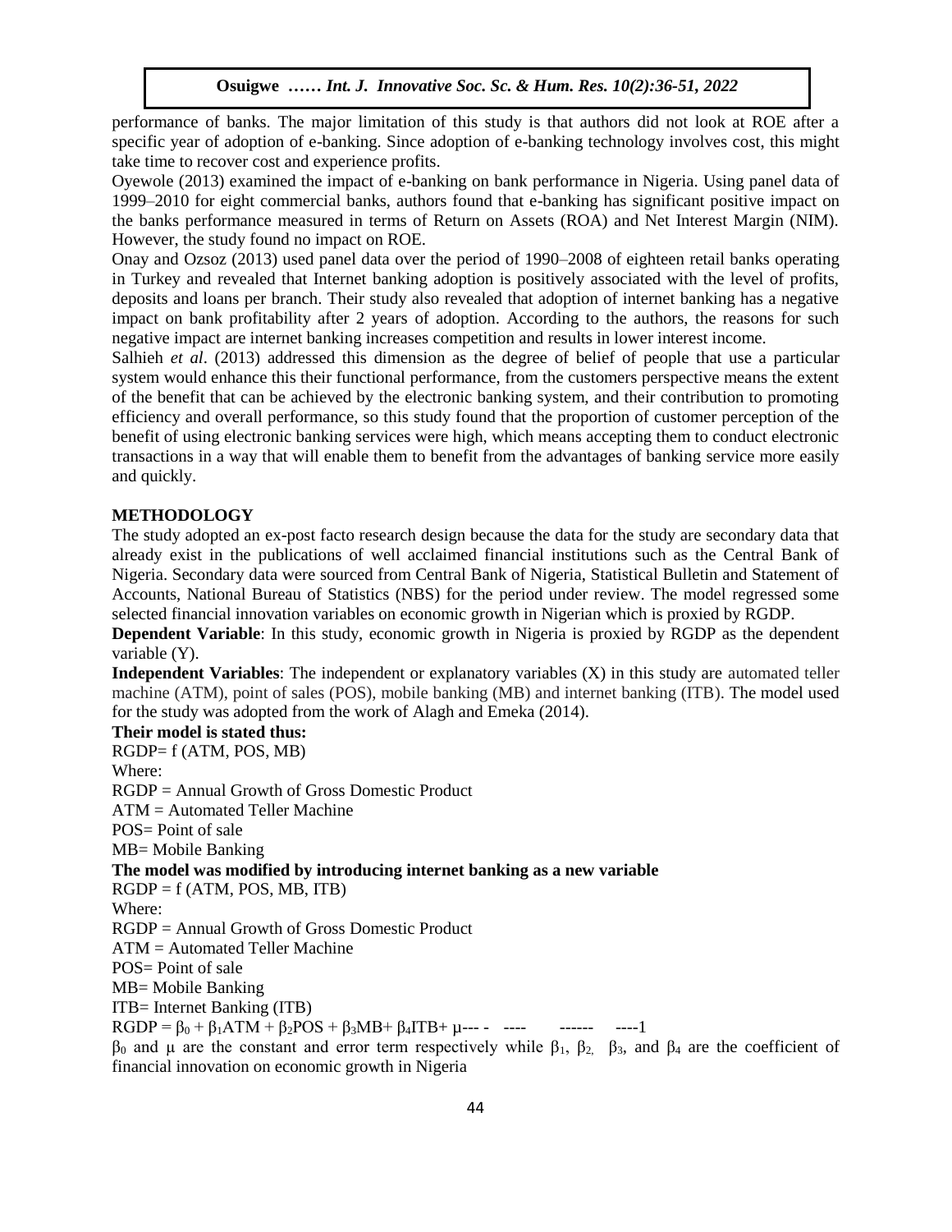performance of banks. The major limitation of this study is that authors did not look at ROE after a specific year of adoption of e-banking. Since adoption of e-banking technology involves cost, this might take time to recover cost and experience profits.

Oyewole (2013) examined the impact of e-banking on bank performance in Nigeria. Using panel data of 1999–2010 for eight commercial banks, authors found that e-banking has significant positive impact on the banks performance measured in terms of Return on Assets (ROA) and Net Interest Margin (NIM). However, the study found no impact on ROE.

Onay and Ozsoz (2013) used panel data over the period of 1990–2008 of eighteen retail banks operating in Turkey and revealed that Internet banking adoption is positively associated with the level of profits, deposits and loans per branch. Their study also revealed that adoption of internet banking has a negative impact on bank profitability after 2 years of adoption. According to the authors, the reasons for such negative impact are internet banking increases competition and results in lower interest income.

Salhieh *et al*. (2013) addressed this dimension as the degree of belief of people that use a particular system would enhance this their functional performance, from the customers perspective means the extent of the benefit that can be achieved by the electronic banking system, and their contribution to promoting efficiency and overall performance, so this study found that the proportion of customer perception of the benefit of using electronic banking services were high, which means accepting them to conduct electronic transactions in a way that will enable them to benefit from the advantages of banking service more easily and quickly.

## METHODOLOGY

The study adopted an ex-post facto research design because the data for the study are secondary data that already exist in the publications of well acclaimed financial institutions such as the Central Bank of Nigeria. Secondary data were sourced from Central Bank of Nigeria, Statistical Bulletin and Statement of Accounts, National Bureau of Statistics (NBS) for the period under review. The model regressed some selected financial innovation variables on economic growth in Nigerian which is proxied by RGDP.

**Dependent Variable**: In this study, economic growth in Nigeria is proxied by RGDP as the dependent variable (Y).

**Independent Variables**: The independent or explanatory variables (X) in this study are automated teller machine (ATM), point of sales (POS), mobile banking (MB) and internet banking (ITB). The model used for the study was adopted from the work of Alagh and Emeka (2014).

**Their model is stated thus:**

RGDP= f (ATM, POS, MB)

Where:

RGDP = Annual Growth of Gross Domestic Product

ATM = Automated Teller Machine

POS= Point of sale

MB= Mobile Banking

**The model was modified by introducing internet banking as a new variable**

RGDP = f (ATM, POS, MB, ITB)

Where:

RGDP = Annual Growth of Gross Domestic Product

ATM = Automated Teller Machine

POS= Point of sale

MB= Mobile Banking

ITB= Internet Banking (ITB)

$$RGDP = \beta_0 + \beta_1 ATM + \beta_2 POS + \beta_3 MB + \beta_4 ITB + \mu \quad \text{---- 1}$$

$\beta_0$ and $\mu$ are the constant and error term respectively while $\beta_1$, $\beta_2$, $\beta_3$, and $\beta_4$ are the coefficient of financial innovation on economic growth in Nigeria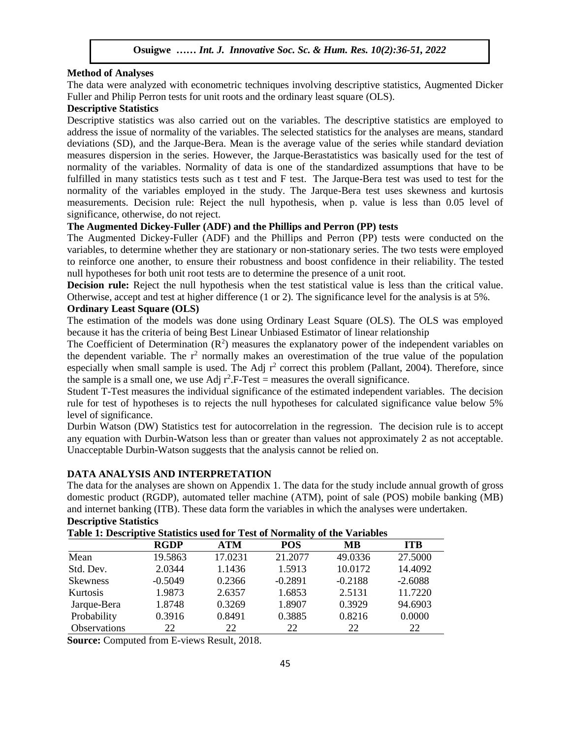**Method of Analyses**

The data were analyzed with econometric techniques involving descriptive statistics, Augmented Dicker Fuller and Philip Perron tests for unit roots and the ordinary least square (OLS).

**Descriptive Statistics**

Descriptive statistics was also carried out on the variables. The descriptive statistics are employed to address the issue of normality of the variables. The selected statistics for the analyses are means, standard deviations (SD), and the Jarque-Bera. Mean is the average value of the series while standard deviation measures dispersion in the series. However, the Jarque-Berastatistics was basically used for the test of normality of the variables. Normality of data is one of the standardized assumptions that have to be fulfilled in many statistics tests such as t test and F test. The Jarque-Bera test was used to test for the normality of the variables employed in the study. The Jarque-Bera test uses skewness and kurtosis measurements. Decision rule: Reject the null hypothesis, when p. value is less than 0.05 level of significance, otherwise, do not reject.

**The Augmented Dickey-Fuller (ADF) and the Phillips and Perron (PP) tests**

The Augmented Dickey-Fuller (ADF) and the Phillips and Perron (PP) tests were conducted on the variables, to determine whether they are stationary or non-stationary series. The two tests were employed to reinforce one another, to ensure their robustness and boost confidence in their reliability. The tested null hypotheses for both unit root tests are to determine the presence of a unit root.

**Decision rule:** Reject the null hypothesis when the test statistical value is less than the critical value. Otherwise, accept and test at higher difference (1 or 2). The significance level for the analysis is at 5%.

**Ordinary Least Square (OLS)**

The estimation of the models was done using Ordinary Least Square (OLS). The OLS was employed because it has the criteria of being Best Linear Unbiased Estimator of linear relationship

The Coefficient of Determination ($R^2$) measures the explanatory power of the independent variables on the dependent variable. The $r^2$ normally makes an overestimation of the true value of the population especially when small sample is used. The Adj $r^2$ correct this problem (Pallant, 2004). Therefore, since the sample is a small one, we use Adj $r^2$.F-Test = measures the overall significance.

Student T-Test measures the individual significance of the estimated independent variables. The decision rule for test of hypotheses is to rejects the null hypotheses for calculated significance value below 5% level of significance.

Durbin Watson (DW) Statistics test for autocorrelation in the regression. The decision rule is to accept any equation with Durbin-Watson less than or greater than values not approximately 2 as not acceptable. Unacceptable Durbin-Watson suggests that the analysis cannot be relied on.

**DATA ANALYSIS AND INTERPRETATION**

The data for the analyses are shown on Appendix 1. The data for the study include annual growth of gross domestic product (RGDP), automated teller machine (ATM), point of sale (POS) mobile banking (MB) and internet banking (ITB). These data form the variables in which the analyses were undertaken.

**Descriptive Statistics**

**Table 1: Descriptive Statistics used for Test of Normality of the Variables**

| | RGDP | ATM | POS | MB | ITB |
|---|---|---|---|---|---|
| Mean | 19.5863 | 17.0231 | 21.2077 | 49.0336 | 27.5000 |
| Std. Dev. | 2.0344 | 1.1436 | 1.5913 | 10.0172 | 14.4092 |
| Skewness | -0.5049 | 0.2366 | -0.2891 | -0.2188 | -2.6088 |
| Kurtosis | 1.9873 | 2.6357 | 1.6853 | 2.5131 | 11.7220 |
| Jarque-Bera | 1.8748 | 0.3269 | 1.8907 | 0.3929 | 94.6903 |
| Probability | 0.3916 | 0.8491 | 0.3885 | 0.8216 | 0.0000 |
| Observations | 22 | 22 | 22 | 22 | 22 |

**Source:** Computed from E-views Result, 2018.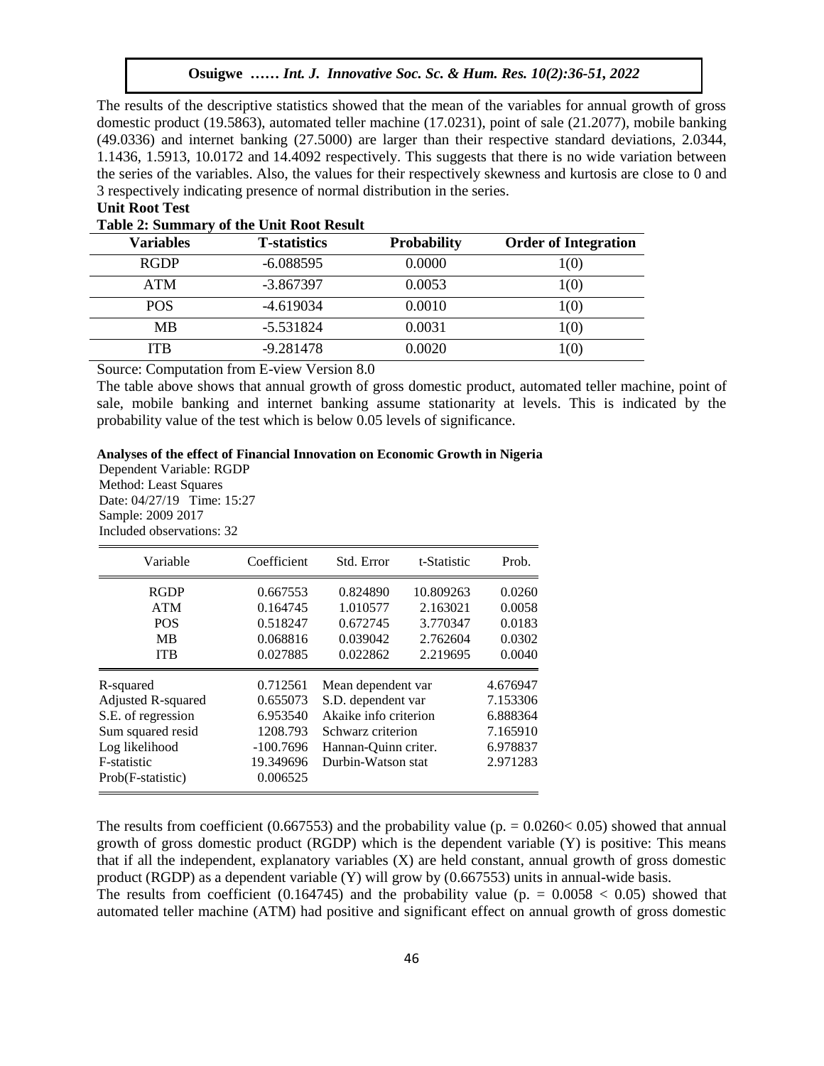The results of the descriptive statistics showed that the mean of the variables for annual growth of gross domestic product (19.5863), automated teller machine (17.0231), point of sale (21.2077), mobile banking (49.0336) and internet banking (27.5000) are larger than their respective standard deviations, 2.0344, 1.1436, 1.5913, 10.0172 and 14.4092 respectively. This suggests that there is no wide variation between the series of the variables. Also, the values for their respectively skewness and kurtosis are close to 0 and 3 respectively indicating presence of normal distribution in the series.

**Unit Root Test**

**Table 2: Summary of the Unit Root Result**

| Variables | T-statistics | Probability | Order of Integration |
|---|---|---|---|
| RGDP | -6.088595 | 0.0000 | 1(0) |
| ATM | -3.867397 | 0.0053 | 1(0) |
| POS | -4.619034 | 0.0010 | 1(0) |
| MB | -5.531824 | 0.0031 | 1(0) |
| ITB | -9.281478 | 0.0020 | 1(0) |

Source: Computation from E-view Version 8.0

The table above shows that annual growth of gross domestic product, automated teller machine, point of sale, mobile banking and internet banking assume stationarity at levels. This is indicated by the probability value of the test which is below 0.05 levels of significance.

**Analyses of the effect of Financial Innovation on Economic Growth in Nigeria**

Dependent Variable: RGDP
Method: Least Squares
Date: 04/27/19 Time: 15:27
Sample: 2009 2017
Included observations: 32

| Variable | Coefficient | Std. Error | t-Statistic | Prob. |
|---|---|---|---|---|
| RGDP | 0.667553 | 0.824890 | 10.809263 | 0.0260 |
| ATM | 0.164745 | 1.010577 | 2.163021 | 0.0058 |
| POS | 0.518247 | 0.672745 | 3.770347 | 0.0183 |
| MB | 0.068816 | 0.039042 | 2.762604 | 0.0302 |
| ITB | 0.027885 | 0.022862 | 2.219695 | 0.0040 |

| | | | |
|---|---|---|---|
| R-squared | 0.712561 | Mean dependent var | 4.676947 |
| Adjusted R-squared | 0.655073 | S.D. dependent var | 7.153306 |
| S.E. of regression | 6.953540 | Akaike info criterion | 6.888364 |
| Sum squared resid | 1208.793 | Schwarz criterion | 7.165910 |
| Log likelihood | -100.7696 | Hannan-Quinn criter. | 6.978837 |
| F-statistic | 19.349696 | Durbin-Watson stat | 2.971283 |
| Prob(F-statistic) | 0.006525 | | |

The results from coefficient (0.667553) and the probability value ($p. = 0.0260 < 0.05$) showed that annual growth of gross domestic product (RGDP) which is the dependent variable (Y) is positive: This means that if all the independent, explanatory variables (X) are held constant, annual growth of gross domestic product (RGDP) as a dependent variable (Y) will grow by (0.667553) units in annual-wide basis.

The results from coefficient (0.164745) and the probability value ($p. = 0.0058 < 0.05$) showed that automated teller machine (ATM) had positive and significant effect on annual growth of gross domestic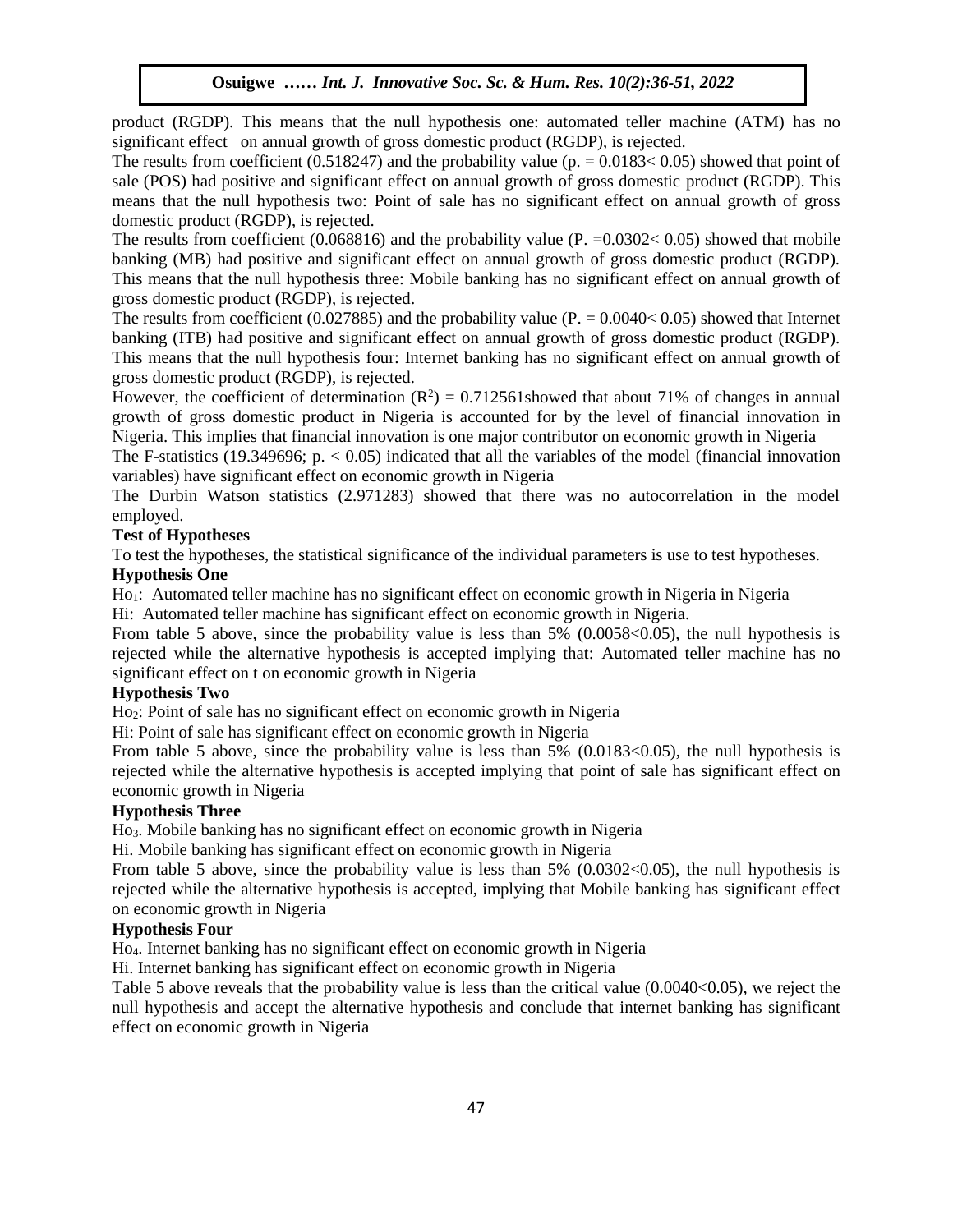product (RGDP). This means that the null hypothesis one: automated teller machine (ATM) has no significant effect on annual growth of gross domestic product (RGDP), is rejected.

The results from coefficient (0.518247) and the probability value ($p. = 0.0183 < 0.05$) showed that point of sale (POS) had positive and significant effect on annual growth of gross domestic product (RGDP). This means that the null hypothesis two: Point of sale has no significant effect on annual growth of gross domestic product (RGDP), is rejected.

The results from coefficient (0.068816) and the probability value ($P. = 0.0302 < 0.05$) showed that mobile banking (MB) had positive and significant effect on annual growth of gross domestic product (RGDP). This means that the null hypothesis three: Mobile banking has no significant effect on annual growth of gross domestic product (RGDP), is rejected.

The results from coefficient (0.027885) and the probability value ($P. = 0.0040 < 0.05$) showed that Internet banking (ITB) had positive and significant effect on annual growth of gross domestic product (RGDP). This means that the null hypothesis four: Internet banking has no significant effect on annual growth of gross domestic product (RGDP), is rejected.

However, the coefficient of determination ($R^2$) = 0.712561showed that about 71% of changes in annual growth of gross domestic product in Nigeria is accounted for by the level of financial innovation in Nigeria. This implies that financial innovation is one major contributor on economic growth in Nigeria

The F-statistics (19.349696; $p. < 0.05$) indicated that all the variables of the model (financial innovation variables) have significant effect on economic growth in Nigeria

The Durbin Watson statistics (2.971283) showed that there was no autocorrelation in the model employed.

**Test of Hypotheses**

To test the hypotheses, the statistical significance of the individual parameters is use to test hypotheses.

**Hypothesis One**

$Ho_1$: Automated teller machine has no significant effect on economic growth in Nigeria in Nigeria

Hi: Automated teller machine has significant effect on economic growth in Nigeria.

From table 5 above, since the probability value is less than 5% ($0.0058 < 0.05$), the null hypothesis is rejected while the alternative hypothesis is accepted implying that: Automated teller machine has no significant effect on t on economic growth in Nigeria

**Hypothesis Two**

$Ho_2$: Point of sale has no significant effect on economic growth in Nigeria

Hi: Point of sale has significant effect on economic growth in Nigeria

From table 5 above, since the probability value is less than 5% ($0.0183 < 0.05$), the null hypothesis is rejected while the alternative hypothesis is accepted implying that point of sale has significant effect on economic growth in Nigeria

**Hypothesis Three**

$Ho_3$. Mobile banking has no significant effect on economic growth in Nigeria

Hi. Mobile banking has significant effect on economic growth in Nigeria

From table 5 above, since the probability value is less than 5% ($0.0302 < 0.05$), the null hypothesis is rejected while the alternative hypothesis is accepted, implying that Mobile banking has significant effect on economic growth in Nigeria

**Hypothesis Four**

$Ho_4$. Internet banking has no significant effect on economic growth in Nigeria

Hi. Internet banking has significant effect on economic growth in Nigeria

Table 5 above reveals that the probability value is less than the critical value ($0.0040 < 0.05$), we reject the null hypothesis and accept the alternative hypothesis and conclude that internet banking has significant effect on economic growth in Nigeria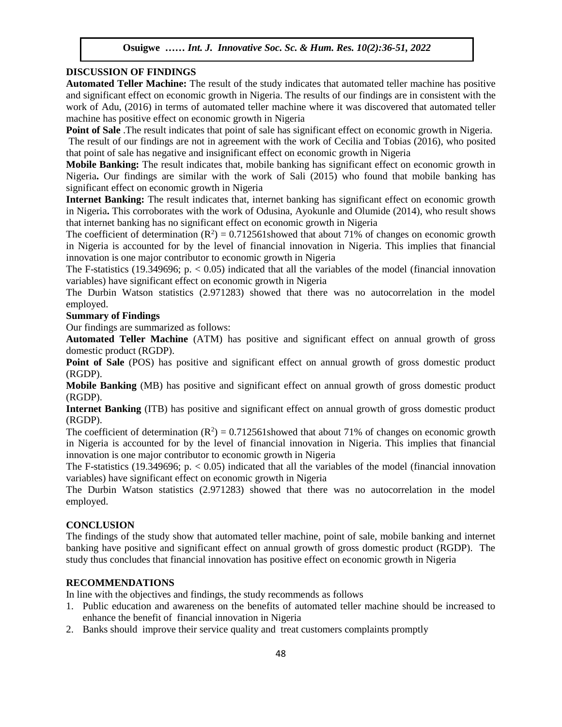## DISCUSSION OF FINDINGS

**Automated Teller Machine:** The result of the study indicates that automated teller machine has positive and significant effect on economic growth in Nigeria. The results of our findings are in consistent with the work of Adu, (2016) in terms of automated teller machine where it was discovered that automated teller machine has positive effect on economic growth in Nigeria

**Point of Sale** .The result indicates that point of sale has significant effect on economic growth in Nigeria. The result of our findings are not in agreement with the work of Cecilia and Tobias (2016), who posited that point of sale has negative and insignificant effect on economic growth in Nigeria

**Mobile Banking:** The result indicates that, mobile banking has significant effect on economic growth in Nigeria**.** Our findings are similar with the work of Sali (2015) who found that mobile banking has significant effect on economic growth in Nigeria

**Internet Banking:** The result indicates that, internet banking has significant effect on economic growth in Nigeria**.** This corroborates with the work of Odusina, Ayokunle and Olumide (2014), who result shows that internet banking has no significant effect on economic growth in Nigeria

The coefficient of determination ($R^2$) = 0.712561showed that about 71% of changes on economic growth in Nigeria is accounted for by the level of financial innovation in Nigeria. This implies that financial innovation is one major contributor to economic growth in Nigeria

The F-statistics (19.349696; $p. < 0.05$) indicated that all the variables of the model (financial innovation variables) have significant effect on economic growth in Nigeria

The Durbin Watson statistics (2.971283) showed that there was no autocorrelation in the model employed.

### Summary of Findings

Our findings are summarized as follows:

**Automated Teller Machine** (ATM) has positive and significant effect on annual growth of gross domestic product (RGDP).

**Point of Sale** (POS) has positive and significant effect on annual growth of gross domestic product (RGDP).

**Mobile Banking** (MB) has positive and significant effect on annual growth of gross domestic product (RGDP).

**Internet Banking** (ITB) has positive and significant effect on annual growth of gross domestic product (RGDP).

The coefficient of determination ($R^2$) = 0.712561showed that about 71% of changes on economic growth in Nigeria is accounted for by the level of financial innovation in Nigeria. This implies that financial innovation is one major contributor to economic growth in Nigeria

The F-statistics (19.349696; $p. < 0.05$) indicated that all the variables of the model (financial innovation variables) have significant effect on economic growth in Nigeria

The Durbin Watson statistics (2.971283) showed that there was no autocorrelation in the model employed.

## CONCLUSION

The findings of the study show that automated teller machine, point of sale, mobile banking and internet banking have positive and significant effect on annual growth of gross domestic product (RGDP). The study thus concludes that financial innovation has positive effect on economic growth in Nigeria

## RECOMMENDATIONS

In line with the objectives and findings, the study recommends as follows

1. Public education and awareness on the benefits of automated teller machine should be increased to enhance the benefit of financial innovation in Nigeria
2. Banks should improve their service quality and treat customers complaints promptly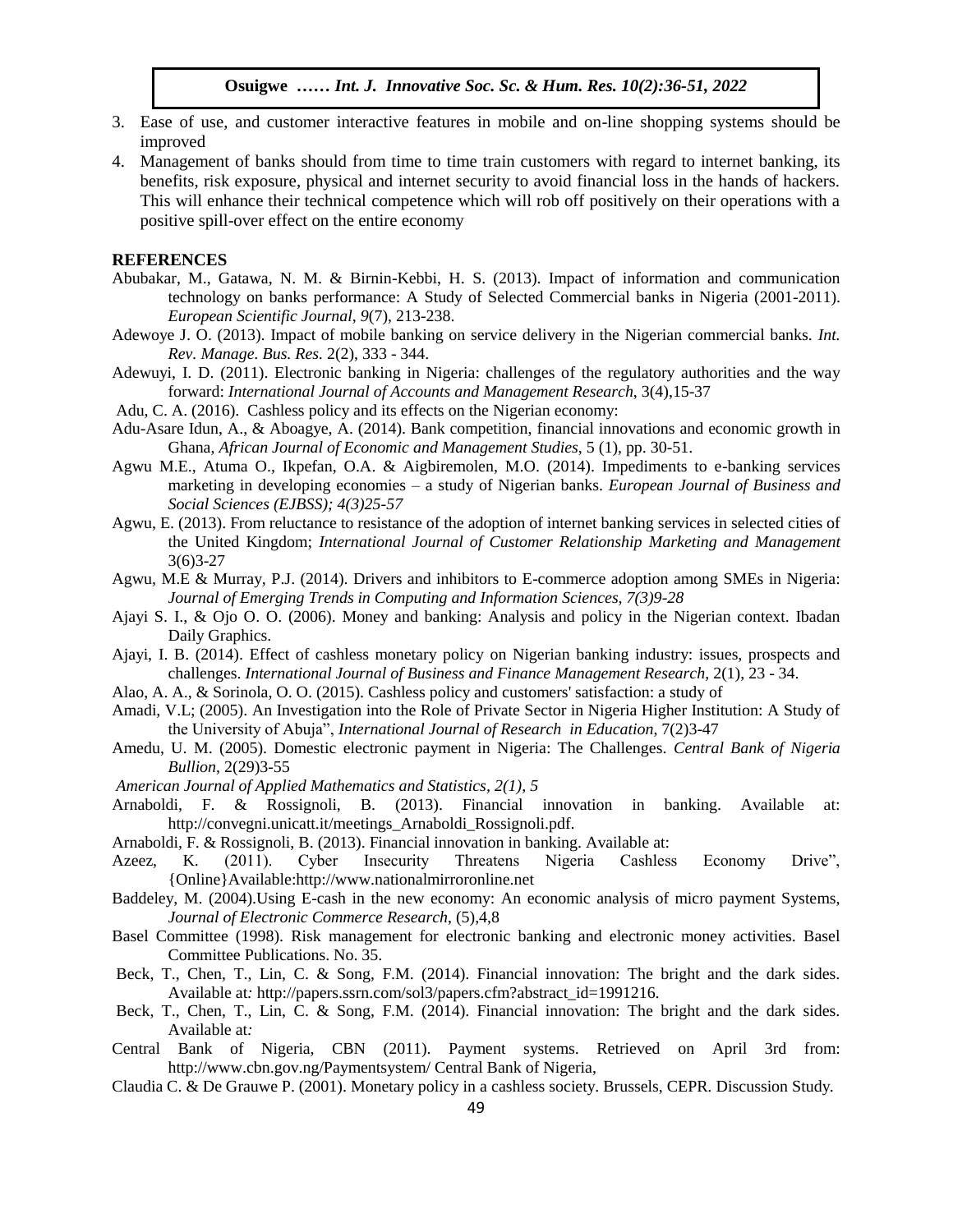3. Ease of use, and customer interactive features in mobile and on-line shopping systems should be improved
4. Management of banks should from time to time train customers with regard to internet banking, its benefits, risk exposure, physical and internet security to avoid financial loss in the hands of hackers. This will enhance their technical competence which will rob off positively on their operations with a positive spill-over effect on the entire economy

## REFERENCES

Abubakar, M., Gatawa, N. M. & Birnin-Kebbi, H. S. (2013). Impact of information and communication technology on banks performance: A Study of Selected Commercial banks in Nigeria (2001-2011). *European Scientific Journal*, *9*(7), 213-238.

Adewoye J. O. (2013). Impact of mobile banking on service delivery in the Nigerian commercial banks. *Int. Rev. Manage. Bus. Res.* 2(2), 333 - 344.

Adewuyi, I. D. (2011). Electronic banking in Nigeria: challenges of the regulatory authorities and the way forward: *International Journal of Accounts and Management Research*, 3(4),15-37

Adu, C. A. (2016). Cashless policy and its effects on the Nigerian economy:

Adu-Asare Idun, A., & Aboagye, A. (2014). Bank competition, financial innovations and economic growth in Ghana, *African Journal of Economic and Management Studies*, 5 (1), pp. 30-51.

Agwu M.E., Atuma O., Ikpefan, O.A. & Aigbiremolen, M.O. (2014). Impediments to e-banking services marketing in developing economies – a study of Nigerian banks. *European Journal of Business and Social Sciences (EJBSS); 4(3)25-57*

Agwu, E. (2013). From reluctance to resistance of the adoption of internet banking services in selected cities of the United Kingdom; *International Journal of Customer Relationship Marketing and Management* 3(6)3-27

Agwu, M.E & Murray, P.J. (2014). Drivers and inhibitors to E-commerce adoption among SMEs in Nigeria: *Journal of Emerging Trends in Computing and Information Sciences, 7(3)9-28*

Ajayi S. I., & Ojo O. O. (2006). Money and banking: Analysis and policy in the Nigerian context. Ibadan Daily Graphics.

Ajayi, I. B. (2014). Effect of cashless monetary policy on Nigerian banking industry: issues, prospects and challenges. *International Journal of Business and Finance Management Research*, 2(1), 23 - 34.

Alao, A. A., & Sorinola, O. O. (2015). Cashless policy and customers' satisfaction: a study of

Amadi, V.L; (2005). An Investigation into the Role of Private Sector in Nigeria Higher Institution: A Study of the University of Abuja", *International Journal of Research in Education*, 7(2)3-47

Amedu, U. M. (2005). Domestic electronic payment in Nigeria: The Challenges. *Central Bank of Nigeria Bullion*, 2(29)3-55

*American Journal of Applied Mathematics and Statistics, 2(1), 5*

Arnaboldi, F. & Rossignoli, B. (2013). Financial innovation in banking. Available at: http://convegni.unicatt.it/meetings_Arnaboldi_Rossignoli.pdf.

Arnaboldi, F. & Rossignoli, B. (2013). Financial innovation in banking. Available at:

Azeez, K. (2011). Cyber Insecurity Threatens Nigeria Cashless Economy Drive", {Online}Available:http://www.nationalmirroronline.net

Baddeley, M. (2004).Using E-cash in the new economy: An economic analysis of micro payment Systems, *Journal of Electronic Commerce Research*, (5),4,8

Basel Committee (1998). Risk management for electronic banking and electronic money activities. Basel Committee Publications. No. 35.

Beck, T., Chen, T., Lin, C. & Song, F.M. (2014). Financial innovation: The bright and the dark sides. Available at*:* http://papers.ssrn.com/sol3/papers.cfm?abstract_id=1991216.

Beck, T., Chen, T., Lin, C. & Song, F.M. (2014). Financial innovation: The bright and the dark sides. Available at*:*

Central Bank of Nigeria, CBN (2011). Payment systems. Retrieved on April 3rd from: http://www.cbn.gov.ng/Paymentsystem/ Central Bank of Nigeria,

Claudia C. & De Grauwe P. (2001). Monetary policy in a cashless society. Brussels, CEPR. Discussion Study.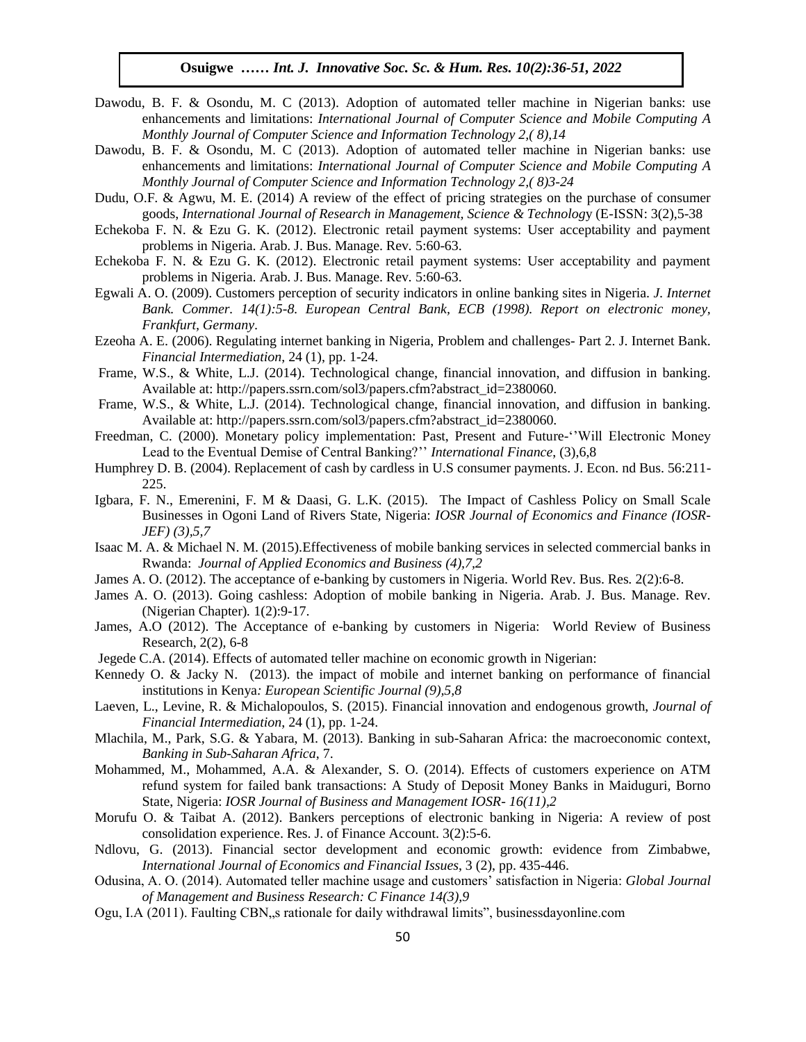Dawodu, B. F. & Osondu, M. C (2013). Adoption of automated teller machine in Nigerian banks: use enhancements and limitations: *International Journal of Computer Science and Mobile Computing A Monthly Journal of Computer Science and Information Technology 2,( 8),14*

Dawodu, B. F. & Osondu, M. C (2013). Adoption of automated teller machine in Nigerian banks: use enhancements and limitations: *International Journal of Computer Science and Mobile Computing A Monthly Journal of Computer Science and Information Technology 2,( 8)3-24*

Dudu, O.F. & Agwu, M. E. (2014) A review of the effect of pricing strategies on the purchase of consumer goods, *International Journal of Research in Management, Science & Technolog*y (E-ISSN: 3(2),5-38

Echekoba F. N. & Ezu G. K. (2012). Electronic retail payment systems: User acceptability and payment problems in Nigeria. Arab. J. Bus. Manage. Rev. 5:60-63.

Echekoba F. N. & Ezu G. K. (2012). Electronic retail payment systems: User acceptability and payment problems in Nigeria. Arab. J. Bus. Manage. Rev. 5:60-63.

Egwali A. O. (2009). Customers perception of security indicators in online banking sites in Nigeria. *J. Internet Bank. Commer. 14(1):5-8. European Central Bank, ECB (1998). Report on electronic money, Frankfurt, Germany*.

Ezeoha A. E. (2006). Regulating internet banking in Nigeria, Problem and challenges- Part 2. J. Internet Bank. *Financial Intermediation*, 24 (1), pp. 1-24.

Frame, W.S., & White, L.J. (2014). Technological change, financial innovation, and diffusion in banking. Available at: http://papers.ssrn.com/sol3/papers.cfm?abstract_id=2380060.

Frame, W.S., & White, L.J. (2014). Technological change, financial innovation, and diffusion in banking. Available at: http://papers.ssrn.com/sol3/papers.cfm?abstract_id=2380060.

Freedman, C. (2000). Monetary policy implementation: Past, Present and Future-''Will Electronic Money Lead to the Eventual Demise of Central Banking?'' *International Finance*, (3),6,8

Humphrey D. B. (2004). Replacement of cash by cardless in U.S consumer payments. J. Econ. nd Bus. 56:211-225.

Igbara, F. N., Emerenini, F. M & Daasi, G. L.K. (2015). The Impact of Cashless Policy on Small Scale Businesses in Ogoni Land of Rivers State, Nigeria: *IOSR Journal of Economics and Finance (IOSR-JEF) (3),5,7*

Isaac M. A. & Michael N. M. (2015).Effectiveness of mobile banking services in selected commercial banks in Rwanda: *Journal of Applied Economics and Business (4),7,2*

James A. O. (2012). The acceptance of e-banking by customers in Nigeria. World Rev. Bus. Res. 2(2):6-8.

James A. O. (2013). Going cashless: Adoption of mobile banking in Nigeria. Arab. J. Bus. Manage. Rev. (Nigerian Chapter)*.* 1(2):9-17.

James, A.O (2012). The Acceptance of e-banking by customers in Nigeria: World Review of Business Research, 2(2), 6-8

Jegede C.A. (2014). Effects of automated teller machine on economic growth in Nigerian:

Kennedy O. & Jacky N. (2013). the impact of mobile and internet banking on performance of financial institutions in Kenya*: European Scientific Journal (9),5,8*

Laeven, L., Levine, R. & Michalopoulos, S. (2015). Financial innovation and endogenous growth, *Journal of Financial Intermediation*, 24 (1), pp. 1-24.

Mlachila, M., Park, S.G. & Yabara, M. (2013). Banking in sub-Saharan Africa: the macroeconomic context, *Banking in Sub-Saharan Africa*, 7.

Mohammed, M., Mohammed, A.A. & Alexander, S. O. (2014). Effects of customers experience on ATM refund system for failed bank transactions: A Study of Deposit Money Banks in Maiduguri, Borno State, Nigeria: *IOSR Journal of Business and Management IOSR- 16(11),2*

Morufu O. & Taibat A. (2012). Bankers perceptions of electronic banking in Nigeria: A review of post consolidation experience. Res. J. of Finance Account. 3(2):5-6.

Ndlovu, G. (2013). Financial sector development and economic growth: evidence from Zimbabwe, *International Journal of Economics and Financial Issues*, 3 (2), pp. 435-446.

Odusina, A. O. (2014). Automated teller machine usage and customers' satisfaction in Nigeria: *Global Journal of Management and Business Research: C Finance 14(3),9*

Ogu, I.A (2011). Faulting CBN„s rationale for daily withdrawal limits", businessdayonline.com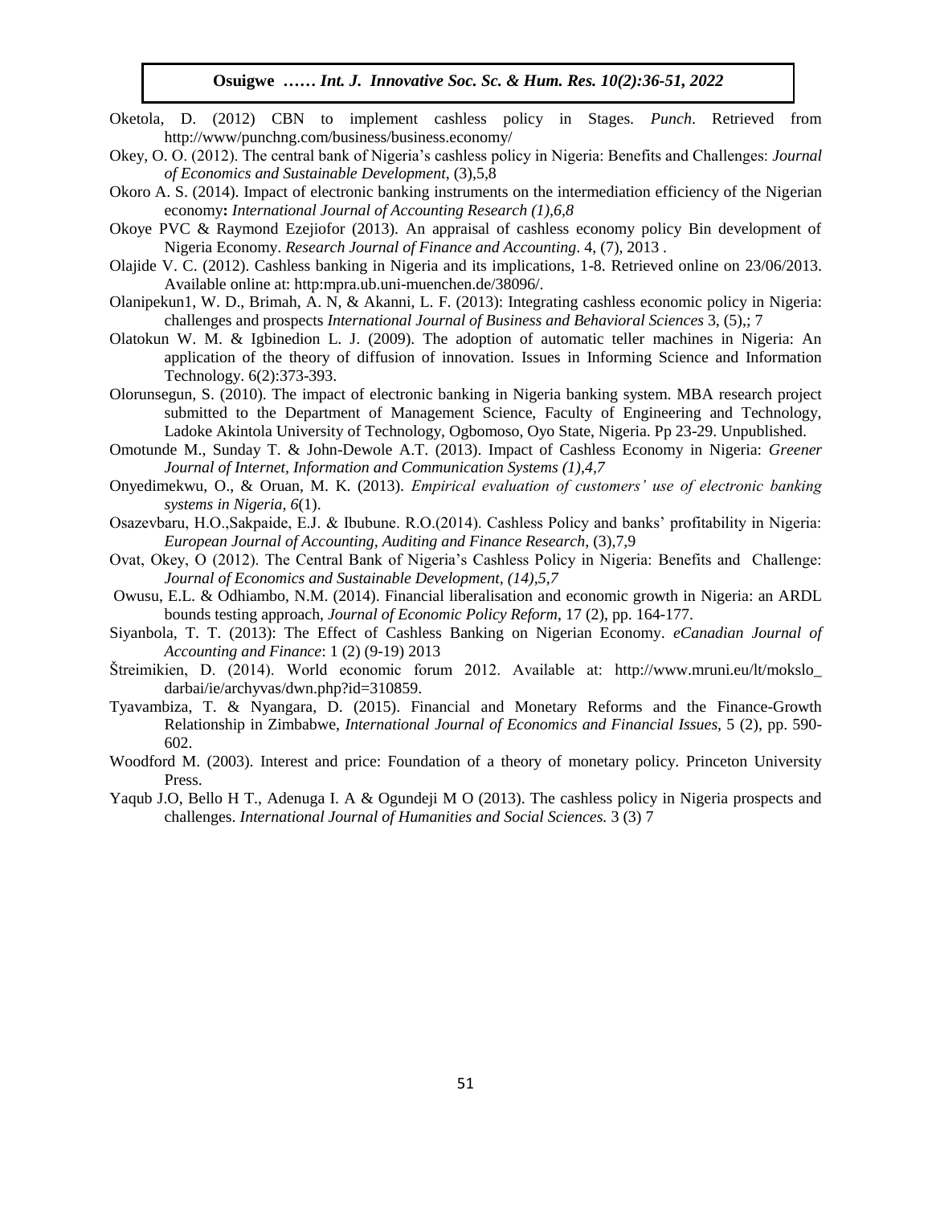Oketola, D. (2012) CBN to implement cashless policy in Stages. *Punch*. Retrieved from http://www/punchng.com/business/business.economy/

Okey, O. O. (2012). The central bank of Nigeria's cashless policy in Nigeria: Benefits and Challenges: *Journal of Economics and Sustainable Development*, (3),5,8

Okoro A. S. (2014). Impact of electronic banking instruments on the intermediation efficiency of the Nigerian economy**:** *International Journal of Accounting Research (1),6,8*

Okoye PVC & Raymond Ezejiofor (2013). An appraisal of cashless economy policy Bin development of Nigeria Economy. *Research Journal of Finance and Accounting*. 4, (7), 2013 .

Olajide V. C. (2012). Cashless banking in Nigeria and its implications, 1-8. Retrieved online on 23/06/2013. Available online at: http:mpra.ub.uni-muenchen.de/38096/.

Olanipekun1, W. D., Brimah, A. N, & Akanni, L. F. (2013): Integrating cashless economic policy in Nigeria: challenges and prospects *International Journal of Business and Behavioral Sciences* 3, (5),; 7

Olatokun W. M. & Igbinedion L. J. (2009). The adoption of automatic teller machines in Nigeria: An application of the theory of diffusion of innovation. Issues in Informing Science and Information Technology. 6(2):373-393.

Olorunsegun, S. (2010). The impact of electronic banking in Nigeria banking system. MBA research project submitted to the Department of Management Science, Faculty of Engineering and Technology, Ladoke Akintola University of Technology, Ogbomoso, Oyo State, Nigeria. Pp 23-29. Unpublished.

Omotunde M., Sunday T. & John-Dewole A.T. (2013). Impact of Cashless Economy in Nigeria: *Greener Journal of Internet, Information and Communication Systems (1),4,7*

Onyedimekwu, O., & Oruan, M. K. (2013). *Empirical evaluation of customers' use of electronic banking systems in Nigeria, 6*(1).

Osazevbaru, H.O.,Sakpaide, E.J. & Ibubune. R.O.(2014). Cashless Policy and banks' profitability in Nigeria: *European Journal of Accounting, Auditing and Finance Research*, (3),7,9

Ovat, Okey, O (2012). The Central Bank of Nigeria's Cashless Policy in Nigeria: Benefits and Challenge: *Journal of Economics and Sustainable Development, (14),5,7*

Owusu, E.L. & Odhiambo, N.M. (2014). Financial liberalisation and economic growth in Nigeria: an ARDL bounds testing approach, *Journal of Economic Policy Reform*, 17 (2), pp. 164-177.

Siyanbola, T. T. (2013): The Effect of Cashless Banking on Nigerian Economy. *eCanadian Journal of Accounting and Finance*: 1 (2) (9-19) 2013

Štreimikien, D. (2014). World economic forum 2012. Available at: http://www.mruni.eu/lt/mokslo_darbai/ie/archyvas/dwn.php?id=310859.

Tyavambiza, T. & Nyangara, D. (2015). Financial and Monetary Reforms and the Finance-Growth Relationship in Zimbabwe, *International Journal of Economics and Financial Issues*, 5 (2), pp. 590-602.

Woodford M. (2003). Interest and price: Foundation of a theory of monetary policy. Princeton University Press.

Yaqub J.O, Bello H T., Adenuga I. A & Ogundeji M O (2013). The cashless policy in Nigeria prospects and challenges. *International Journal of Humanities and Social Sciences.* 3 (3) 7